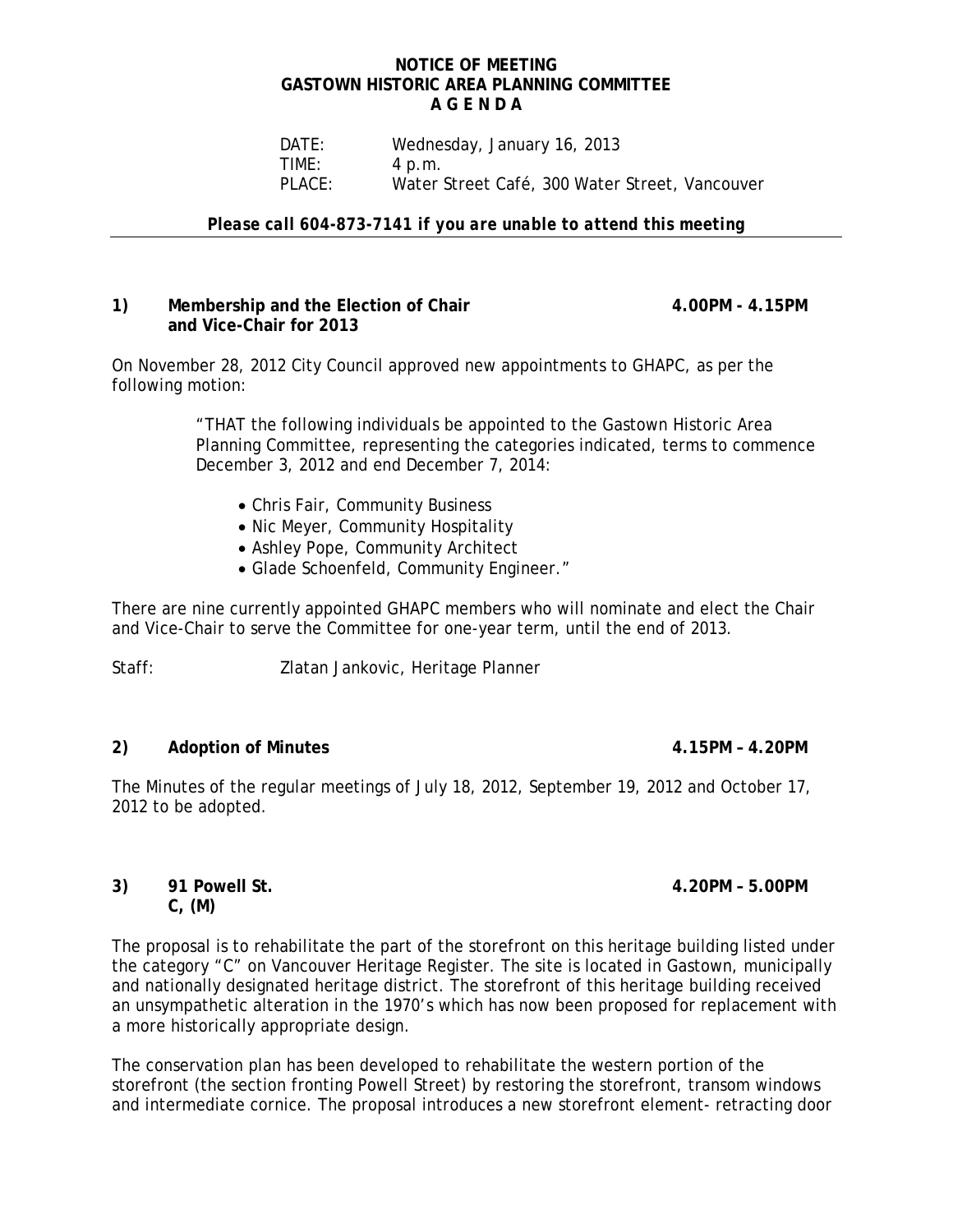**NOTICE OF MEETING**
**GASTOWN HISTORIC AREA PLANNING COMMITTEE**
**A G E N D A**

DATE: Wednesday, January 16, 2013
TIME: 4 p.m.
PLACE: Water Street Café, 300 Water Street, Vancouver

***Please call 604-873-7141 if you are unable to attend this meeting***

---

**1) Membership and the Election of Chair and Vice-Chair for 2013** **4.00PM - 4.15PM**

On November 28, 2012 City Council approved new appointments to GHAPC, as per the following motion:

> "THAT the following individuals be appointed to the Gastown Historic Area Planning Committee, representing the categories indicated, terms to commence December 3, 2012 and end December 7, 2014:
>
> - Chris Fair, Community Business
> - Nic Meyer, Community Hospitality
> - Ashley Pope, Community Architect
> - Glade Schoenfeld, Community Engineer."

There are nine currently appointed GHAPC members who will nominate and elect the Chair and Vice-Chair to serve the Committee for one-year term, until the end of 2013.

Staff: Zlatan Jankovic, Heritage Planner

**2) Adoption of Minutes** **4.15PM – 4.20PM**

The Minutes of the regular meetings of July 18, 2012, September 19, 2012 and October 17, 2012 to be adopted.

**3) 91 Powell St.** **4.20PM – 5.00PM**
**C, (M)**

The proposal is to rehabilitate the part of the storefront on this heritage building listed under the category "C" on Vancouver Heritage Register. The site is located in Gastown, municipally and nationally designated heritage district. The storefront of this heritage building received an unsympathetic alteration in the 1970's which has now been proposed for replacement with a more historically appropriate design.

The conservation plan has been developed to rehabilitate the western portion of the storefront (the section fronting Powell Street) by restoring the storefront, transom windows and intermediate cornice. The proposal introduces a new storefront element- retracting door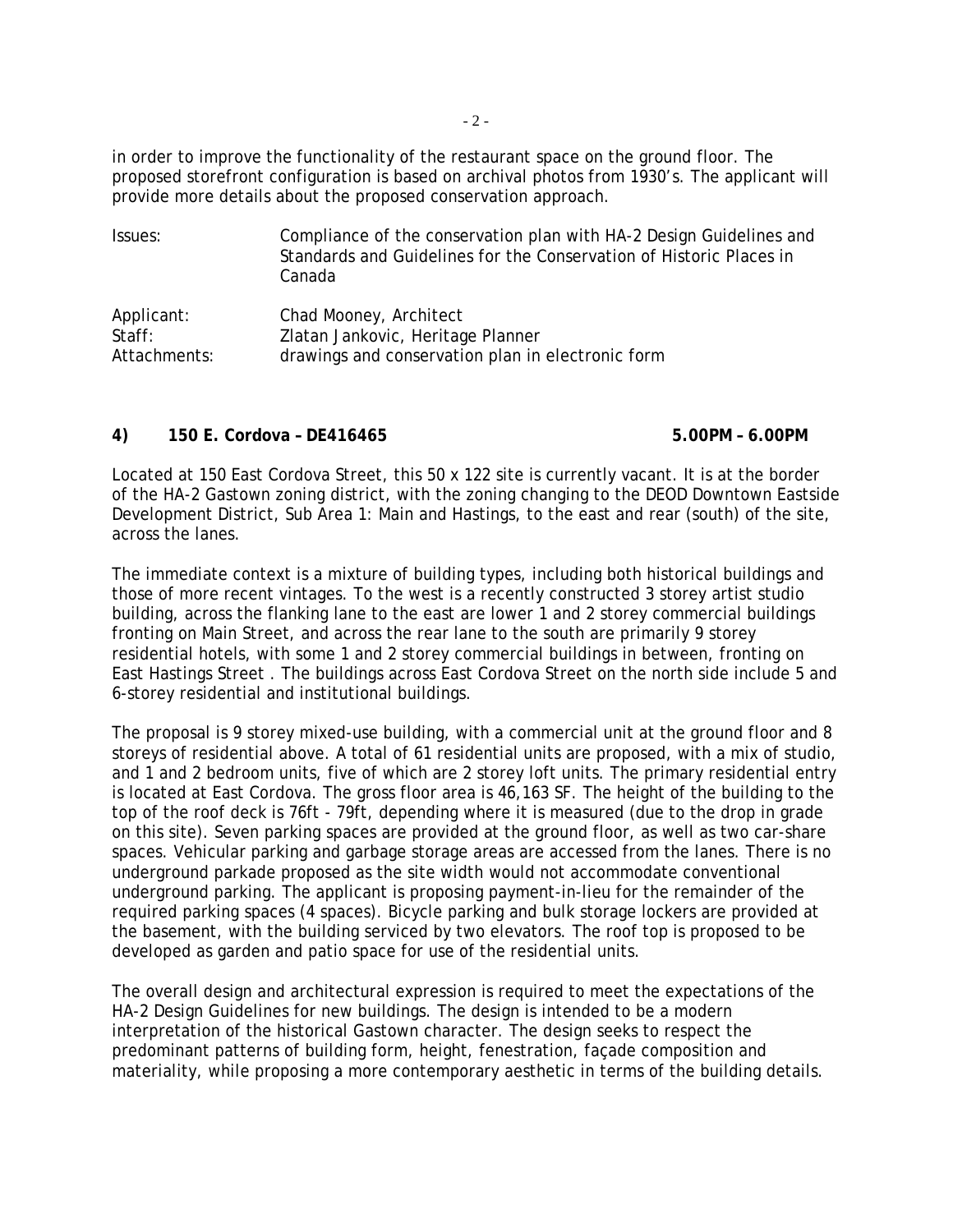in order to improve the functionality of the restaurant space on the ground floor. The proposed storefront configuration is based on archival photos from 1930's. The applicant will provide more details about the proposed conservation approach.

| | |
|---|---|
| Issues: | Compliance of the conservation plan with HA-2 Design Guidelines and Standards and Guidelines for the Conservation of Historic Places in Canada |
| Applicant: | Chad Mooney, Architect |
| Staff: | Zlatan Jankovic, Heritage Planner |
| Attachments: | drawings and conservation plan in electronic form |

**4) 150 E. Cordova – DE416465 5.00PM – 6.00PM**

Located at 150 East Cordova Street, this 50 x 122 site is currently vacant. It is at the border of the HA-2 Gastown zoning district, with the zoning changing to the DEOD Downtown Eastside Development District, Sub Area 1: Main and Hastings, to the east and rear (south) of the site, across the lanes.

The immediate context is a mixture of building types, including both historical buildings and those of more recent vintages. To the west is a recently constructed 3 storey artist studio building, across the flanking lane to the east are lower 1 and 2 storey commercial buildings fronting on Main Street, and across the rear lane to the south are primarily 9 storey residential hotels, with some 1 and 2 storey commercial buildings in between, fronting on East Hastings Street . The buildings across East Cordova Street on the north side include 5 and 6-storey residential and institutional buildings.

The proposal is 9 storey mixed-use building, with a commercial unit at the ground floor and 8 storeys of residential above. A total of 61 residential units are proposed, with a mix of studio, and 1 and 2 bedroom units, five of which are 2 storey loft units. The primary residential entry is located at East Cordova. The gross floor area is 46,163 SF. The height of the building to the top of the roof deck is 76ft - 79ft, depending where it is measured (due to the drop in grade on this site). Seven parking spaces are provided at the ground floor, as well as two car-share spaces. Vehicular parking and garbage storage areas are accessed from the lanes. There is no underground parkade proposed as the site width would not accommodate conventional underground parking. The applicant is proposing payment-in-lieu for the remainder of the required parking spaces (4 spaces). Bicycle parking and bulk storage lockers are provided at the basement, with the building serviced by two elevators. The roof top is proposed to be developed as garden and patio space for use of the residential units.

The overall design and architectural expression is required to meet the expectations of the HA-2 Design Guidelines for new buildings. The design is intended to be a modern interpretation of the historical Gastown character. The design seeks to respect the predominant patterns of building form, height, fenestration, façade composition and materiality, while proposing a more contemporary aesthetic in terms of the building details.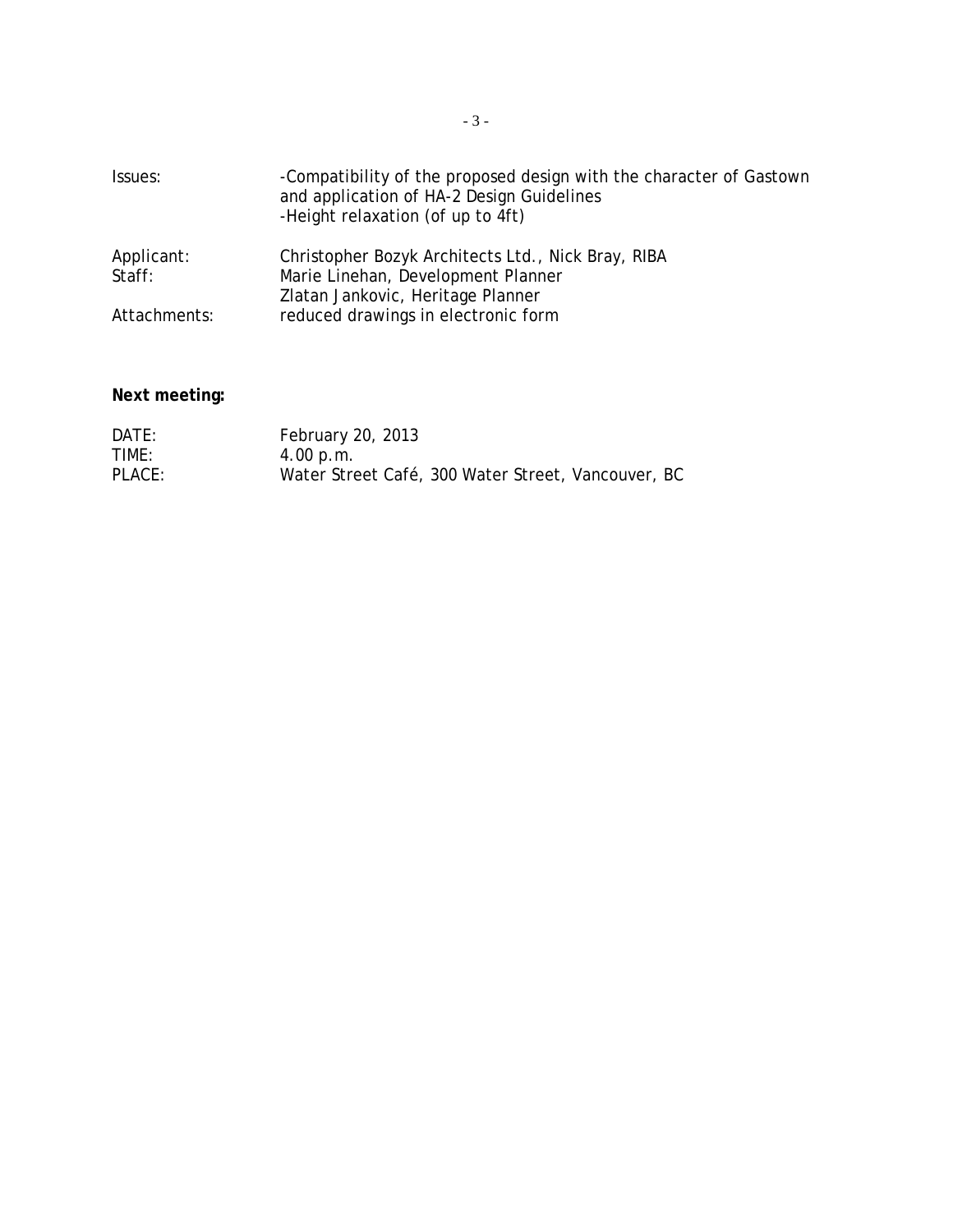| | |
|---|---|
| Issues: | -Compatibility of the proposed design with the character of Gastown and application of HA-2 Design Guidelines<br>-Height relaxation (of up to 4ft) |
| Applicant: | Christopher Bozyk Architects Ltd., Nick Bray, RIBA |
| Staff: | Marie Linehan, Development Planner<br>Zlatan Jankovic, Heritage Planner |
| Attachments: | reduced drawings in electronic form |

**Next meeting:**

| | |
|---|---|
| DATE: | February 20, 2013 |
| TIME: | 4.00 p.m. |
| PLACE: | Water Street Café, 300 Water Street, Vancouver, BC |